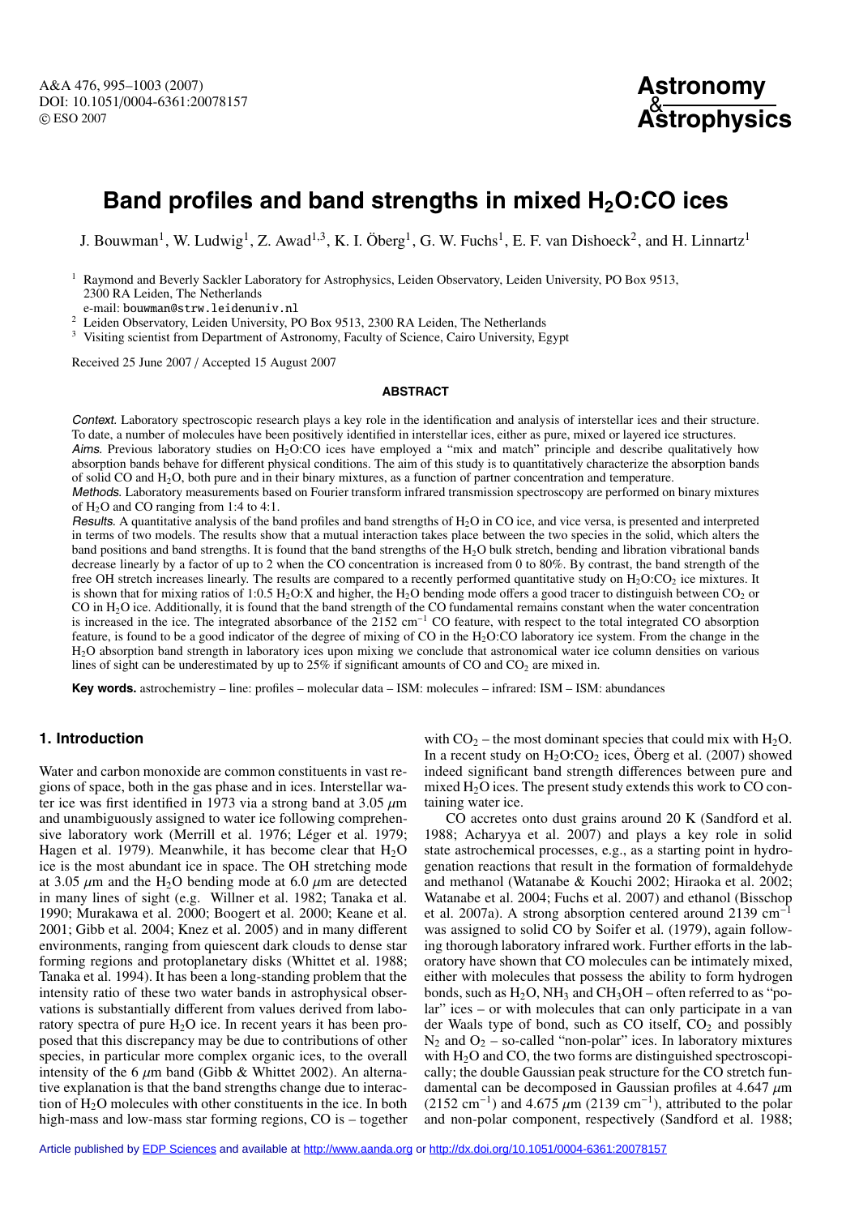# Band profiles and band strengths in mixed $H_2O$:CO ices

J. Bouwman[1], W. Ludwig[1], Z. Awad[1,3], K. I. Öberg[1], G. W. Fuchs[1], E. F. van Dishoeck[2], and H. Linnartz[1]

[1] Raymond and Beverly Sackler Laboratory for Astrophysics, Leiden Observatory, Leiden University, PO Box 9513, 2300 RA Leiden, The Netherlands
e-mail: bouwman@strw.leidenuniv.nl

[2] Leiden Observatory, Leiden University, PO Box 9513, 2300 RA Leiden, The Netherlands

[3] Visiting scientist from Department of Astronomy, Faculty of Science, Cairo University, Egypt

Received 25 June 2007 / Accepted 15 August 2007

## ABSTRACT

*Context.* Laboratory spectroscopic research plays a key role in the identification and analysis of interstellar ices and their structure. To date, a number of molecules have been positively identified in interstellar ices, either as pure, mixed or layered ice structures.

*Aims.* Previous laboratory studies on $H_2O$:CO ices have employed a "mix and match" principle and describe qualitatively how absorption bands behave for different physical conditions. The aim of this study is to quantitatively characterize the absorption bands of solid CO and $H_2O$, both pure and in their binary mixtures, as a function of partner concentration and temperature.

*Methods.* Laboratory measurements based on Fourier transform infrared transmission spectroscopy are performed on binary mixtures of $H_2O$ and CO ranging from 1:4 to 4:1.

*Results.* A quantitative analysis of the band profiles and band strengths of $H_2O$ in CO ice, and vice versa, is presented and interpreted in terms of two models. The results show that a mutual interaction takes place between the two species in the solid, which alters the band positions and band strengths. It is found that the band strengths of the $H_2O$ bulk stretch, bending and libration vibrational bands decrease linearly by a factor of up to 2 when the CO concentration is increased from 0 to 80%. By contrast, the band strength of the free OH stretch increases linearly. The results are compared to a recently performed quantitative study on $H_2O$:$CO_2$ ice mixtures. It is shown that for mixing ratios of 1:0.5 $H_2O$:X and higher, the $H_2O$ bending mode offers a good tracer to distinguish between $CO_2$ or CO in $H_2O$ ice. Additionally, it is found that the band strength of the CO fundamental remains constant when the water concentration is increased in the ice. The integrated absorbance of the 2152 $cm^{-1}$ CO feature, with respect to the total integrated CO absorption feature, is found to be a good indicator of the degree of mixing of CO in the $H_2O$:CO laboratory ice system. From the change in the $H_2O$ absorption band strength in laboratory ices upon mixing we conclude that astronomical water ice column densities on various lines of sight can be underestimated by up to 25% if significant amounts of CO and $CO_2$ are mixed in.

**Key words.** astrochemistry – line: profiles – molecular data – ISM: molecules – infrared: ISM – ISM: abundances

## 1. Introduction

Water and carbon monoxide are common constituents in vast regions of space, both in the gas phase and in ices. Interstellar water ice was first identified in 1973 via a strong band at 3.05 $\mu$m and unambiguously assigned to water ice following comprehensive laboratory work (Merrill et al. 1976; Léger et al. 1979; Hagen et al. 1979). Meanwhile, it has become clear that $H_2O$ ice is the most abundant ice in space. The OH stretching mode at 3.05 $\mu$m and the $H_2O$ bending mode at 6.0 $\mu$m are detected in many lines of sight (e.g. Willner et al. 1982; Tanaka et al. 1990; Murakawa et al. 2000; Boogert et al. 2000; Keane et al. 2001; Gibb et al. 2004; Knez et al. 2005) and in many different environments, ranging from quiescent dark clouds to dense star forming regions and protoplanetary disks (Whittet et al. 1988; Tanaka et al. 1994). It has been a long-standing problem that the intensity ratio of these two water bands in astrophysical observations is substantially different from values derived from laboratory spectra of pure $H_2O$ ice. In recent years it has been proposed that this discrepancy may be due to contributions of other species, in particular more complex organic ices, to the overall intensity of the 6 $\mu$m band (Gibb & Whittet 2002). An alternative explanation is that the band strengths change due to interaction of $H_2O$ molecules with other constituents in the ice. In both high-mass and low-mass star forming regions, CO is – together with $CO_2$ – the most dominant species that could mix with $H_2O$. In a recent study on $H_2O$:$CO_2$ ices, Öberg et al. (2007) showed indeed significant band strength differences between pure and mixed $H_2O$ ices. The present study extends this work to CO containing water ice.

CO accretes onto dust grains around 20 K (Sandford et al. 1988; Acharyya et al. 2007) and plays a key role in solid state astrochemical processes, e.g., as a starting point in hydrogenation reactions that result in the formation of formaldehyde and methanol (Watanabe & Kouchi 2002; Hiraoka et al. 2002; Watanabe et al. 2004; Fuchs et al. 2007) and ethanol (Bisschop et al. 2007a). A strong absorption centered around 2139 $cm^{-1}$ was assigned to solid CO by Soifer et al. (1979), again following thorough laboratory infrared work. Further efforts in the laboratory have shown that CO molecules can be intimately mixed, either with molecules that possess the ability to form hydrogen bonds, such as $H_2O$, $NH_3$ and $CH_3OH$ – often referred to as "polar" ices – or with molecules that can only participate in a van der Waals type of bond, such as CO itself, $CO_2$ and possibly $N_2$ and $O_2$ – so-called "non-polar" ices. In laboratory mixtures with $H_2O$ and CO, the two forms are distinguished spectroscopically; the double Gaussian peak structure for the CO stretch fundamental can be decomposed in Gaussian profiles at 4.647 $\mu$m (2152 $cm^{-1}$) and 4.675 $\mu$m (2139 $cm^{-1}$), attributed to the polar and non-polar component, respectively (Sandford et al. 1988;

Article published by EDP Sciences and available at http://www.aanda.org or http://dx.doi.org/10.1051/0004-6361:20078157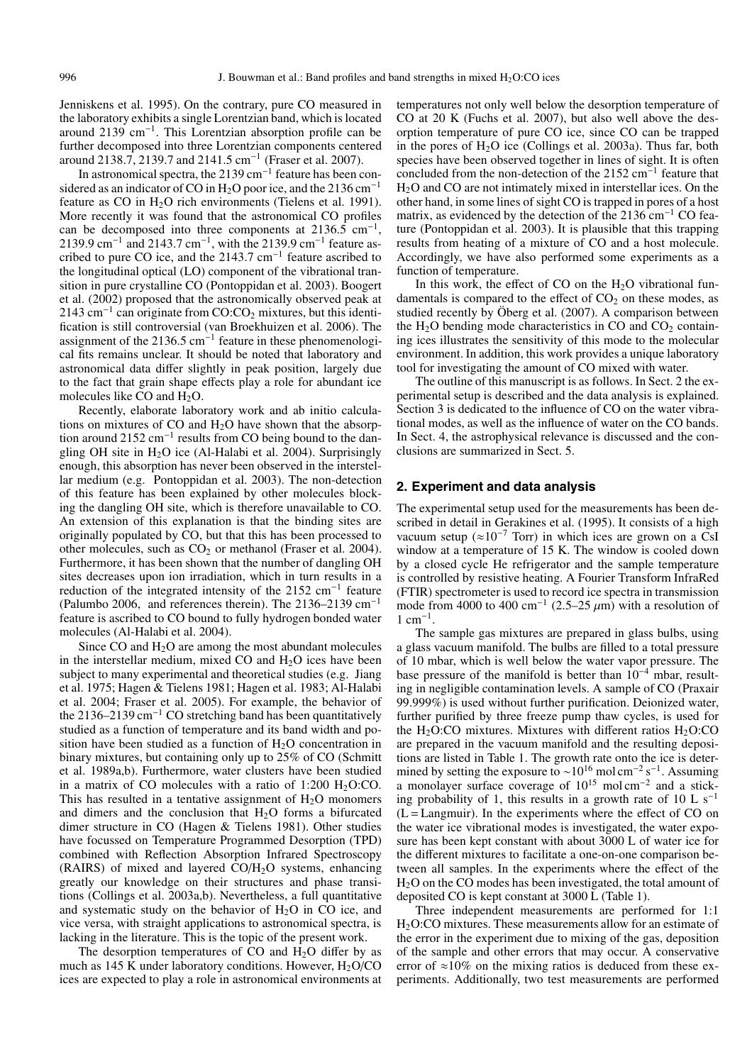Jenniskens et al. 1995). On the contrary, pure CO measured in the laboratory exhibits a single Lorentzian band, which is located around 2139 $cm^{-1}$. This Lorentzian absorption profile can be further decomposed into three Lorentzian components centered around 2138.7, 2139.7 and 2141.5 $cm^{-1}$ (Fraser et al. 2007).

In astronomical spectra, the 2139 $cm^{-1}$ feature has been considered as an indicator of CO in $H_2O$ poor ice, and the 2136 $cm^{-1}$ feature as CO in $H_2O$ rich environments (Tielens et al. 1991). More recently it was found that the astronomical CO profiles can be decomposed into three components at 2136.5 $cm^{-1}$, 2139.9 $cm^{-1}$ and 2143.7 $cm^{-1}$, with the 2139.9 $cm^{-1}$ feature ascribed to pure CO ice, and the 2143.7 $cm^{-1}$ feature ascribed to the longitudinal optical (LO) component of the vibrational transition in pure crystalline CO (Pontoppidan et al. 2003). Boogert et al. (2002) proposed that the astronomically observed peak at 2143 $cm^{-1}$ can originate from CO:$CO_2$ mixtures, but this identification is still controversial (van Broekhuizen et al. 2006). The assignment of the 2136.5 $cm^{-1}$ feature in these phenomenological fits remains unclear. It should be noted that laboratory and astronomical data differ slightly in peak position, largely due to the fact that grain shape effects play a role for abundant ice molecules like CO and $H_2O$.

Recently, elaborate laboratory work and ab initio calculations on mixtures of CO and $H_2O$ have shown that the absorption around 2152 $cm^{-1}$ results from CO being bound to the dangling OH site in $H_2O$ ice (Al-Halabi et al. 2004). Surprisingly enough, this absorption has never been observed in the interstellar medium (e.g. Pontoppidan et al. 2003). The non-detection of this feature has been explained by other molecules blocking the dangling OH site, which is therefore unavailable to CO. An extension of this explanation is that the binding sites are originally populated by CO, but that this has been processed to other molecules, such as $CO_2$ or methanol (Fraser et al. 2004). Furthermore, it has been shown that the number of dangling OH sites decreases upon ion irradiation, which in turn results in a reduction of the integrated intensity of the 2152 $cm^{-1}$ feature (Palumbo 2006, and references therein). The 2136–2139 $cm^{-1}$ feature is ascribed to CO bound to fully hydrogen bonded water molecules (Al-Halabi et al. 2004).

Since CO and $H_2O$ are among the most abundant molecules in the interstellar medium, mixed CO and $H_2O$ ices have been subject to many experimental and theoretical studies (e.g. Jiang et al. 1975; Hagen & Tielens 1981; Hagen et al. 1983; Al-Halabi et al. 2004; Fraser et al. 2005). For example, the behavior of the 2136–2139 $cm^{-1}$ CO stretching band has been quantitatively studied as a function of temperature and its band width and position have been studied as a function of $H_2O$ concentration in binary mixtures, but containing only up to 25% of CO (Schmitt et al. 1989a,b). Furthermore, water clusters have been studied in a matrix of CO molecules with a ratio of 1:200 $H_2O$:CO. This has resulted in a tentative assignment of $H_2O$ monomers and dimers and the conclusion that $H_2O$ forms a bifurcated dimer structure in CO (Hagen & Tielens 1981). Other studies have focussed on Temperature Programmed Desorption (TPD) combined with Reflection Absorption Infrared Spectroscopy (RAIRS) of mixed and layered CO/$H_2O$ systems, enhancing greatly our knowledge on their structures and phase transitions (Collings et al. 2003a,b). Nevertheless, a full quantitative and systematic study on the behavior of $H_2O$ in CO ice, and vice versa, with straight applications to astronomical spectra, is lacking in the literature. This is the topic of the present work.

The desorption temperatures of CO and $H_2O$ differ by as much as 145 K under laboratory conditions. However, $H_2O$/CO ices are expected to play a role in astronomical environments at temperatures not only well below the desorption temperature of CO at 20 K (Fuchs et al. 2007), but also well above the desorption temperature of pure CO ice, since CO can be trapped in the pores of $H_2O$ ice (Collings et al. 2003a). Thus far, both species have been observed together in lines of sight. It is often concluded from the non-detection of the 2152 $cm^{-1}$ feature that $H_2O$ and CO are not intimately mixed in interstellar ices. On the other hand, in some lines of sight CO is trapped in pores of a host matrix, as evidenced by the detection of the 2136 $cm^{-1}$ CO feature (Pontoppidan et al. 2003). It is plausible that this trapping results from heating of a mixture of CO and a host molecule. Accordingly, we have also performed some experiments as a function of temperature.

In this work, the effect of CO on the $H_2O$ vibrational fundamentals is compared to the effect of $CO_2$ on these modes, as studied recently by Öberg et al. (2007). A comparison between the $H_2O$ bending mode characteristics in CO and $CO_2$ containing ices illustrates the sensitivity of this mode to the molecular environment. In addition, this work provides a unique laboratory tool for investigating the amount of CO mixed with water.

The outline of this manuscript is as follows. In Sect. 2 the experimental setup is described and the data analysis is explained. Section 3 is dedicated to the influence of CO on the water vibrational modes, as well as the influence of water on the CO bands. In Sect. 4, the astrophysical relevance is discussed and the conclusions are summarized in Sect. 5.

## 2. Experiment and data analysis

The experimental setup used for the measurements has been described in detail in Gerakines et al. (1995). It consists of a high vacuum setup ($\approx 10^{-7}$ Torr) in which ices are grown on a CsI window at a temperature of 15 K. The window is cooled down by a closed cycle He refrigerator and the sample temperature is controlled by resistive heating. A Fourier Transform InfraRed (FTIR) spectrometer is used to record ice spectra in transmission mode from 4000 to 400 $cm^{-1}$ (2.5–25 $\mu$m) with a resolution of 1 $cm^{-1}$.

The sample gas mixtures are prepared in glass bulbs, using a glass vacuum manifold. The bulbs are filled to a total pressure of 10 mbar, which is well below the water vapor pressure. The base pressure of the manifold is better than $10^{-4}$ mbar, resulting in negligible contamination levels. A sample of CO (Praxair 99.999%) is used without further purification. Deionized water, further purified by three freeze pump thaw cycles, is used for the $H_2O$:CO mixtures. Mixtures with different ratios $H_2O$:CO are prepared in the vacuum manifold and the resulting depositions are listed in Table 1. The growth rate onto the ice is determined by setting the exposure to $\sim 10^{16}$ mol $cm^{-2}$ $s^{-1}$. Assuming a monolayer surface coverage of $10^{15}$ mol $cm^{-2}$ and a sticking probability of 1, this results in a growth rate of 10 L $s^{-1}$ (L = Langmuir). In the experiments where the effect of CO on the water ice vibrational modes is investigated, the water exposure has been kept constant with about 3000 L of water ice for the different mixtures to facilitate a one-on-one comparison between all samples. In the experiments where the effect of the $H_2O$ on the CO modes has been investigated, the total amount of deposited CO is kept constant at 3000 L (Table 1).

Three independent measurements are performed for 1:1 $H_2O$:CO mixtures. These measurements allow for an estimate of the error in the experiment due to mixing of the gas, deposition of the sample and other errors that may occur. A conservative error of $\approx 10\%$ on the mixing ratios is deduced from these experiments. Additionally, two test measurements are performed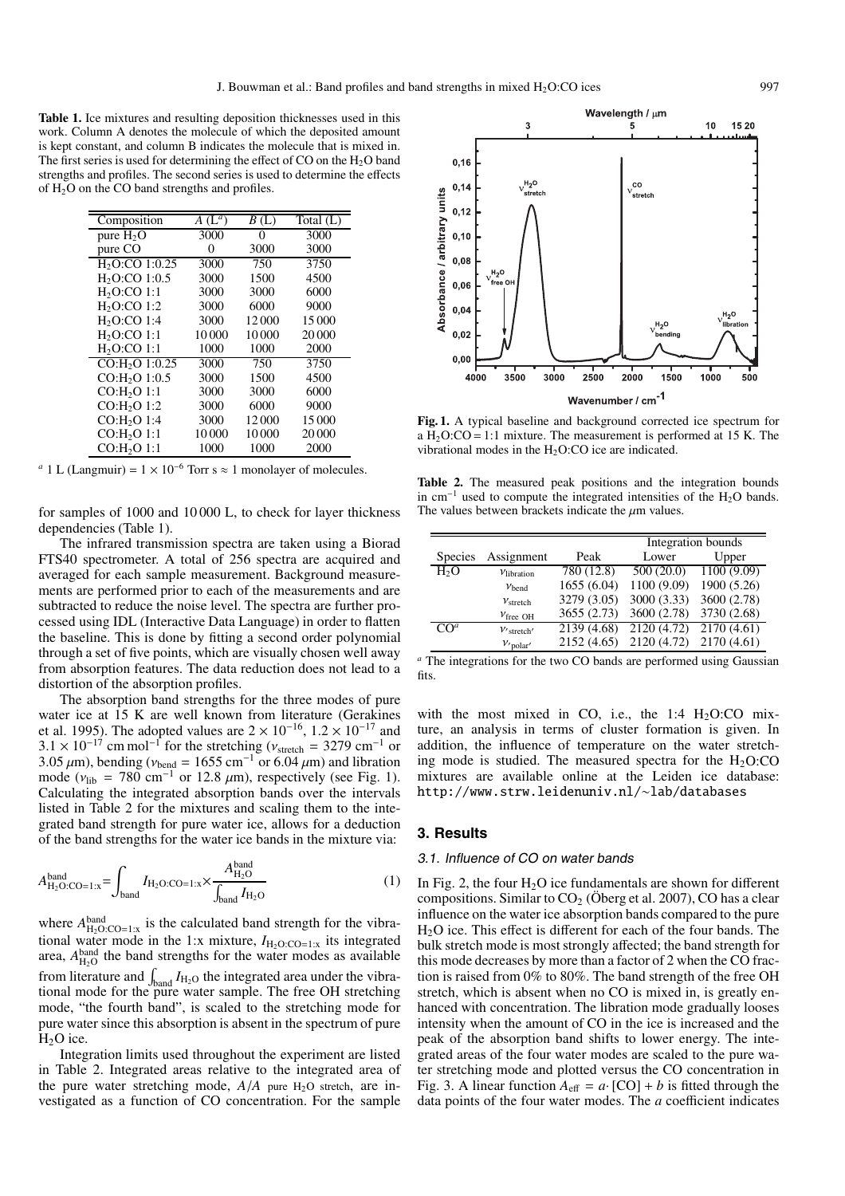**Table 1.** Ice mixtures and resulting deposition thicknesses used in this work. Column A denotes the molecule of which the deposited amount is kept constant, and column B indicates the molecule that is mixed in. The first series is used for determining the effect of CO on the $H_2O$ band strengths and profiles. The second series is used to determine the effects of $H_2O$ on the CO band strengths and profiles.

| Composition | $A$ (L[a]) | $B$ (L) | Total (L) |
|---|---|---|---|
| pure $H_2O$ | 3000 | 0 | 3000 |
| pure CO | 0 | 3000 | 3000 |
| $H_2O$:CO 1:0.25 | 3000 | 750 | 3750 |
| $H_2O$:CO 1:0.5 | 3000 | 1500 | 4500 |
| $H_2O$:CO 1:1 | 3000 | 3000 | 6000 |
| $H_2O$:CO 1:2 | 3000 | 6000 | 9000 |
| $H_2O$:CO 1:4 | 3000 | 12 000 | 15 000 |
| $H_2O$:CO 1:1 | 10 000 | 10 000 | 20 000 |
| $H_2O$:CO 1:1 | 1000 | 1000 | 2000 |
| CO:$H_2O$ 1:0.25 | 3000 | 750 | 3750 |
| CO:$H_2O$ 1:0.5 | 3000 | 1500 | 4500 |
| CO:$H_2O$ 1:1 | 3000 | 3000 | 6000 |
| CO:$H_2O$ 1:2 | 3000 | 6000 | 9000 |
| CO:$H_2O$ 1:4 | 3000 | 12 000 | 15 000 |
| CO:$H_2O$ 1:1 | 10 000 | 10 000 | 20 000 |
| CO:$H_2O$ 1:1 | 1000 | 1000 | 2000 |

[a] 1 L (Langmuir) = $1 \times 10^{-6}$ Torr s $\approx$ 1 monolayer of molecules.

for samples of 1000 and 10 000 L, to check for layer thickness dependencies (Table 1).

The infrared transmission spectra are taken using a Biorad FTS40 spectrometer. A total of 256 spectra are acquired and averaged for each sample measurement. Background measurements are performed prior to each of the measurements and are subtracted to reduce the noise level. The spectra are further processed using IDL (Interactive Data Language) in order to flatten the baseline. This is done by fitting a second order polynomial through a set of five points, which are visually chosen well away from absorption features. The data reduction does not lead to a distortion of the absorption profiles.

The absorption band strengths for the three modes of pure water ice at 15 K are well known from literature (Gerakines et al. 1995). The adopted values are $2 \times 10^{-16}$, $1.2 \times 10^{-17}$ and $3.1 \times 10^{-17}$ cm mol$^{-1}$ for the stretching ($\nu_{\rm stretch}$ = 3279 cm$^{-1}$ or 3.05 $\mu$m), bending ($\nu_{\rm bend}$ = 1655 cm$^{-1}$ or 6.04 $\mu$m) and libration mode ($\nu_{\rm lib}$ = 780 cm$^{-1}$ or 12.8 $\mu$m), respectively (see Fig. 1). Calculating the integrated absorption bands over the intervals listed in Table 2 for the mixtures and scaling them to the integrated band strength for pure water ice, allows for a deduction of the band strengths for the water ice bands in the mixture via:

$$A^{\rm band}_{\rm H_2O:CO=1:x} = \int_{\rm band} I_{\rm H_2O:CO=1:x} \times \frac{A^{\rm band}_{\rm H_2O}}{\int_{\rm band} I_{\rm H_2O}} \quad (1)$$

where $A^{\rm band}_{\rm H_2O:CO=1:x}$ is the calculated band strength for the vibrational water mode in the 1:x mixture, $I_{\rm H_2O:CO=1:x}$ its integrated area, $A^{\rm band}_{\rm H_2O}$ the band strengths for the water modes as available from literature and $\int_{\rm band} I_{\rm H_2O}$ the integrated area under the vibrational mode for the pure water sample. The free OH stretching mode, "the fourth band", is scaled to the stretching mode for pure water since this absorption is absent in the spectrum of pure $H_2O$ ice.

Integration limits used throughout the experiment are listed in Table 2. Integrated areas relative to the integrated area of the pure water stretching mode, $A/A$ $_{\rm pure\ H_2O\ stretch}$, are investigated as a function of CO concentration. For the sample with the most mixed in CO, i.e., the 1:4 $H_2O$:CO mixture, an analysis in terms of cluster formation is given. In addition, the influence of temperature on the water stretching mode is studied. The measured spectra for the $H_2O$:CO mixtures are available online at the Leiden ice database: http://www.strw.leidenuniv.nl/~lab/databases

**Fig. 1.** A typical baseline and background corrected ice spectrum for a $H_2O$:CO = 1:1 mixture. The measurement is performed at 15 K. The vibrational modes in the $H_2O$:CO ice are indicated.

**Table 2.** The measured peak positions and the integration bounds in cm$^{-1}$ used to compute the integrated intensities of the $H_2O$ bands. The values between brackets indicate the $\mu$m values.

| | | | Integration bounds | |
|---|---|---|---|---|
| Species | Assignment | Peak | Lower | Upper |
| $H_2O$ | $\nu_{\rm libration}$ | 780 (12.8) | 500 (20.0) | 1100 (9.09) |
| | $\nu_{\rm bend}$ | 1655 (6.04) | 1100 (9.09) | 1900 (5.26) |
| | $\nu_{\rm stretch}$ | 3279 (3.05) | 3000 (3.33) | 3600 (2.78) |
| | $\nu_{\rm free\ OH}$ | 3655 (2.73) | 3600 (2.78) | 3730 (2.68) |
| CO[a] | $\nu_{\rm 'stretch'}$ | 2139 (4.68) | 2120 (4.72) | 2170 (4.61) |
| | $\nu_{\rm 'polar'}$ | 2152 (4.65) | 2120 (4.72) | 2170 (4.61) |

[a] The integrations for the two CO bands are performed using Gaussian fits.

## 3. Results

### 3.1. Influence of CO on water bands

In Fig. 2, the four $H_2O$ ice fundamentals are shown for different compositions. Similar to $CO_2$ (Öberg et al. 2007), CO has a clear influence on the water ice absorption bands compared to the pure $H_2O$ ice. This effect is different for each of the four bands. The bulk stretch mode is most strongly affected; the band strength for this mode decreases by more than a factor of 2 when the CO fraction is raised from 0% to 80%. The band strength of the free OH stretch, which is absent when no CO is mixed in, is greatly enhanced with concentration. The libration mode gradually looses intensity when the amount of CO in the ice is increased and the peak of the absorption band shifts to lower energy. The integrated areas of the four water modes are scaled to the pure water stretching mode and plotted versus the CO concentration in Fig. 3. A linear function $A_{\rm eff} = a \cdot$ [CO] + $b$ is fitted through the data points of the four water modes. The $a$ coefficient indicates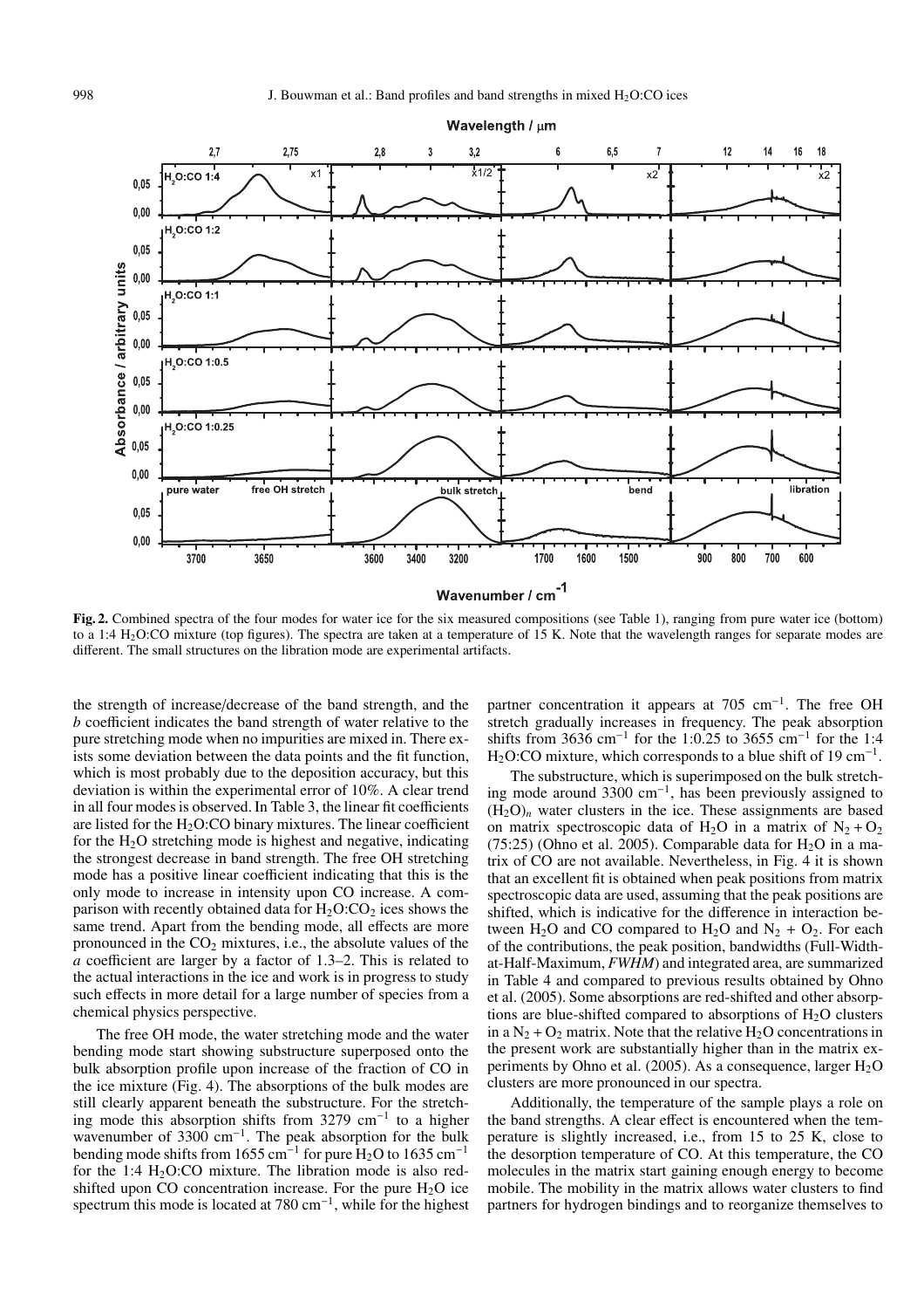**Fig. 2.** Combined spectra of the four modes for water ice for the six measured compositions (see Table 1), ranging from pure water ice (bottom) to a 1:4 $H_2O$:CO mixture (top figures). The spectra are taken at a temperature of 15 K. Note that the wavelength ranges for separate modes are different. The small structures on the libration mode are experimental artifacts.

the strength of increase/decrease of the band strength, and the *b* coefficient indicates the band strength of water relative to the pure stretching mode when no impurities are mixed in. There exists some deviation between the data points and the fit function, which is most probably due to the deposition accuracy, but this deviation is within the experimental error of 10%. A clear trend in all four modes is observed. In Table 3, the linear fit coefficients are listed for the $H_2O$:CO binary mixtures. The linear coefficient for the $H_2O$ stretching mode is highest and negative, indicating the strongest decrease in band strength. The free OH stretching mode has a positive linear coefficient indicating that this is the only mode to increase in intensity upon CO increase. A comparison with recently obtained data for $H_2O$:$CO_2$ ices shows the same trend. Apart from the bending mode, all effects are more pronounced in the $CO_2$ mixtures, i.e., the absolute values of the *a* coefficient are larger by a factor of 1.3–2. This is related to the actual interactions in the ice and work is in progress to study such effects in more detail for a large number of species from a chemical physics perspective.

The free OH mode, the water stretching mode and the water bending mode start showing substructure superposed onto the bulk absorption profile upon increase of the fraction of CO in the ice mixture (Fig. 4). The absorptions of the bulk modes are still clearly apparent beneath the substructure. For the stretching mode this absorption shifts from 3279 $cm^{-1}$ to a higher wavenumber of 3300 $cm^{-1}$. The peak absorption for the bulk bending mode shifts from 1655 $cm^{-1}$ for pure $H_2O$ to 1635 $cm^{-1}$ for the 1:4 $H_2O$:CO mixture. The libration mode is also redshifted upon CO concentration increase. For the pure $H_2O$ ice spectrum this mode is located at 780 $cm^{-1}$, while for the highest partner concentration it appears at 705 $cm^{-1}$. The free OH stretch gradually increases in frequency. The peak absorption shifts from 3636 $cm^{-1}$ for the 1:0.25 to 3655 $cm^{-1}$ for the 1:4 $H_2O$:CO mixture, which corresponds to a blue shift of 19 $cm^{-1}$.

The substructure, which is superimposed on the bulk stretching mode around 3300 $cm^{-1}$, has been previously assigned to $(H_2O)_n$ water clusters in the ice. These assignments are based on matrix spectroscopic data of $H_2O$ in a matrix of $N_2 + O_2$ (75:25) (Ohno et al. 2005). Comparable data for $H_2O$ in a matrix of CO are not available. Nevertheless, in Fig. 4 it is shown that an excellent fit is obtained when peak positions from matrix spectroscopic data are used, assuming that the peak positions are shifted, which is indicative for the difference in interaction between $H_2O$ and CO compared to $H_2O$ and $N_2 + O_2$. For each of the contributions, the peak position, bandwidths (Full-Width-at-Half-Maximum, *FWHM*) and integrated area, are summarized in Table 4 and compared to previous results obtained by Ohno et al. (2005). Some absorptions are red-shifted and other absorptions are blue-shifted compared to absorptions of $H_2O$ clusters in a $N_2 + O_2$ matrix. Note that the relative $H_2O$ concentrations in the present work are substantially higher than in the matrix experiments by Ohno et al. (2005). As a consequence, larger $H_2O$ clusters are more pronounced in our spectra.

Additionally, the temperature of the sample plays a role on the band strengths. A clear effect is encountered when the temperature is slightly increased, i.e., from 15 to 25 K, close to the desorption temperature of CO. At this temperature, the CO molecules in the matrix start gaining enough energy to become mobile. The mobility in the matrix allows water clusters to find partners for hydrogen bindings and to reorganize themselves to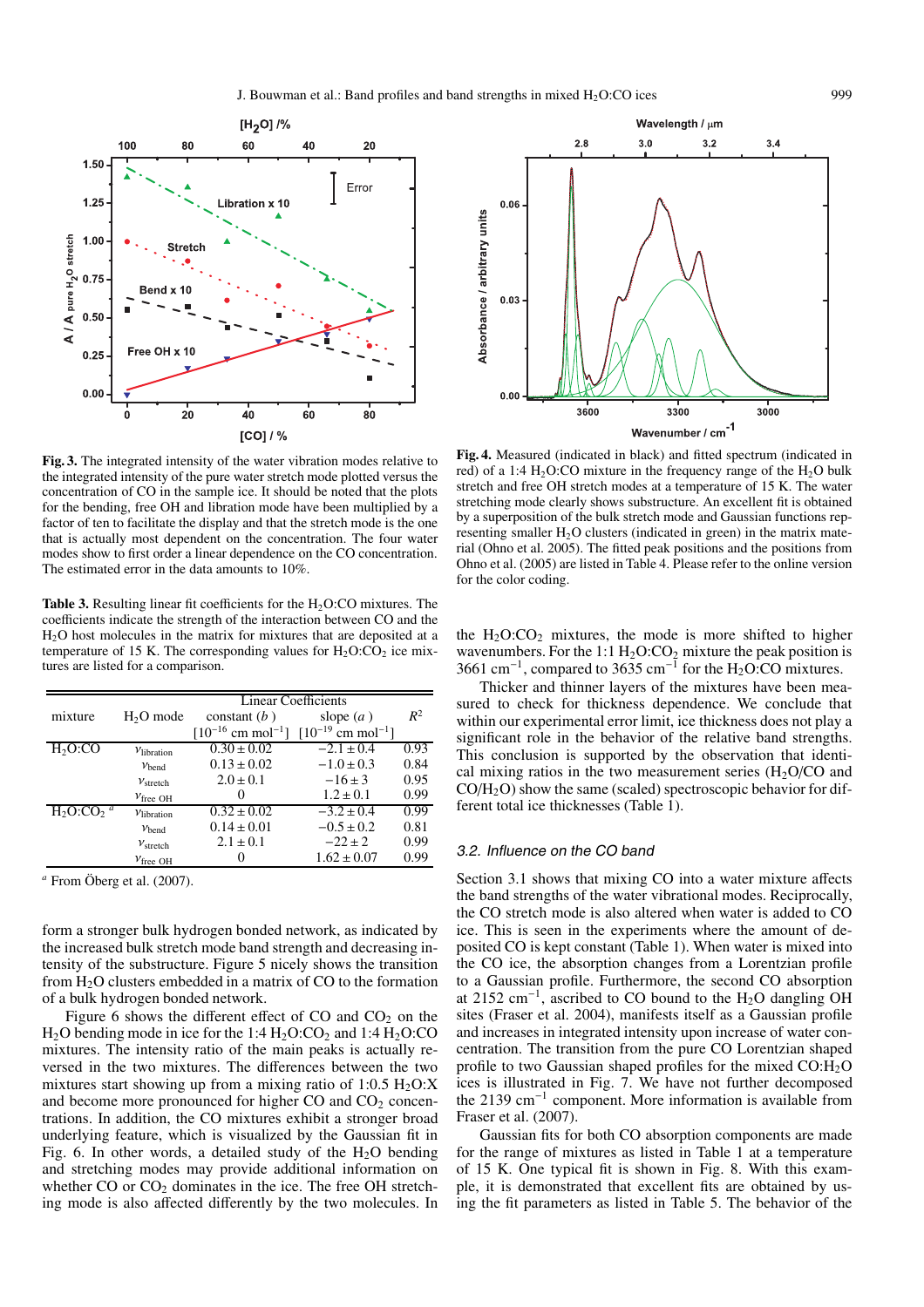**Fig. 3.** The integrated intensity of the water vibration modes relative to the integrated intensity of the pure water stretch mode plotted versus the concentration of CO in the sample ice. It should be noted that the plots for the bending, free OH and libration mode have been multiplied by a factor of ten to facilitate the display and that the stretch mode is the one that is actually most dependent on the concentration. The four water modes show to first order a linear dependence on the CO concentration. The estimated error in the data amounts to 10%.

**Fig. 4.** Measured (indicated in black) and fitted spectrum (indicated in red) of a 1:4 $H_2O$:CO mixture in the frequency range of the $H_2O$ bulk stretch and free OH stretch modes at a temperature of 15 K. The water stretching mode clearly shows substructure. An excellent fit is obtained by a superposition of the bulk stretch mode and Gaussian functions representing smaller $H_2O$ clusters (indicated in green) in the matrix material (Ohno et al. 2005). The fitted peak positions and the positions from Ohno et al. (2005) are listed in Table 4. Please refer to the online version for the color coding.

**Table 3.** Resulting linear fit coefficients for the $H_2O$:CO mixtures. The coefficients indicate the strength of the interaction between CO and the $H_2O$ host molecules in the matrix for mixtures that are deposited at a temperature of 15 K. The corresponding values for $H_2O$:$CO_2$ ice mixtures are listed for a comparison.

| mixture | $H_2O$ mode | Linear Coefficients constant ($b$) [$10^{-16}$ cm mol$^{-1}$] | slope ($a$) [$10^{-19}$ cm mol$^{-1}$] | $R^2$ |
|---|---|---|---|---|
| $H_2O$:CO | $\nu_{\rm libration}$ | $0.30 \pm 0.02$ | $-2.1 \pm 0.4$ | 0.93 |
| | $\nu_{\rm bend}$ | $0.13 \pm 0.02$ | $-1.0 \pm 0.3$ | 0.84 |
| | $\nu_{\rm stretch}$ | $2.0 \pm 0.1$ | $-16 \pm 3$ | 0.95 |
| | $\nu_{\rm free\ OH}$ | 0 | $1.2 \pm 0.1$ | 0.99 |
| $H_2O$:$CO_2$ [a] | $\nu_{\rm libration}$ | $0.32 \pm 0.02$ | $-3.2 \pm 0.4$ | 0.99 |
| | $\nu_{\rm bend}$ | $0.14 \pm 0.01$ | $-0.5 \pm 0.2$ | 0.81 |
| | $\nu_{\rm stretch}$ | $2.1 \pm 0.1$ | $-22 \pm 2$ | 0.99 |
| | $\nu_{\rm free\ OH}$ | 0 | $1.62 \pm 0.07$ | 0.99 |

[a] From Öberg et al. (2007).

form a stronger bulk hydrogen bonded network, as indicated by the increased bulk stretch mode band strength and decreasing intensity of the substructure. Figure 5 nicely shows the transition from $H_2O$ clusters embedded in a matrix of CO to the formation of a bulk hydrogen bonded network.

Figure 6 shows the different effect of CO and $CO_2$ on the $H_2O$ bending mode in ice for the 1:4 $H_2O$:$CO_2$ and 1:4 $H_2O$:CO mixtures. The intensity ratio of the main peaks is actually reversed in the two mixtures. The differences between the two mixtures start showing up from a mixing ratio of 1:0.5 $H_2O$:X and become more pronounced for higher CO and $CO_2$ concentrations. In addition, the CO mixtures exhibit a stronger broad underlying feature, which is visualized by the Gaussian fit in Fig. 6. In other words, a detailed study of the $H_2O$ bending and stretching modes may provide additional information on whether CO or $CO_2$ dominates in the ice. The free OH stretching mode is also affected differently by the two molecules. In the $H_2O$:$CO_2$ mixtures, the mode is more shifted to higher wavenumbers. For the 1:1 $H_2O$:$CO_2$ mixture the peak position is 3661 cm$^{-1}$, compared to 3635 cm$^{-1}$ for the $H_2O$:CO mixtures.

Thicker and thinner layers of the mixtures have been measured to check for thickness dependence. We conclude that within our experimental error limit, ice thickness does not play a significant role in the behavior of the relative band strengths. This conclusion is supported by the observation that identical mixing ratios in the two measurement series ($H_2O$/CO and CO/$H_2O$) show the same (scaled) spectroscopic behavior for different total ice thicknesses (Table 1).

### *3.2. Influence on the CO band*

Section 3.1 shows that mixing CO into a water mixture affects the band strengths of the water vibrational modes. Reciprocally, the CO stretch mode is also altered when water is added to CO ice. This is seen in the experiments where the amount of deposited CO is kept constant (Table 1). When water is mixed into the CO ice, the absorption changes from a Lorentzian profile to a Gaussian profile. Furthermore, the second CO absorption at 2152 cm$^{-1}$, ascribed to CO bound to the $H_2O$ dangling OH sites (Fraser et al. 2004), manifests itself as a Gaussian profile and increases in integrated intensity upon increase of water concentration. The transition from the pure CO Lorentzian shaped profile to two Gaussian shaped profiles for the mixed CO:$H_2O$ ices is illustrated in Fig. 7. We have not further decomposed the 2139 cm$^{-1}$ component. More information is available from Fraser et al. (2007).

Gaussian fits for both CO absorption components are made for the range of mixtures as listed in Table 1 at a temperature of 15 K. One typical fit is shown in Fig. 8. With this example, it is demonstrated that excellent fits are obtained by using the fit parameters as listed in Table 5. The behavior of the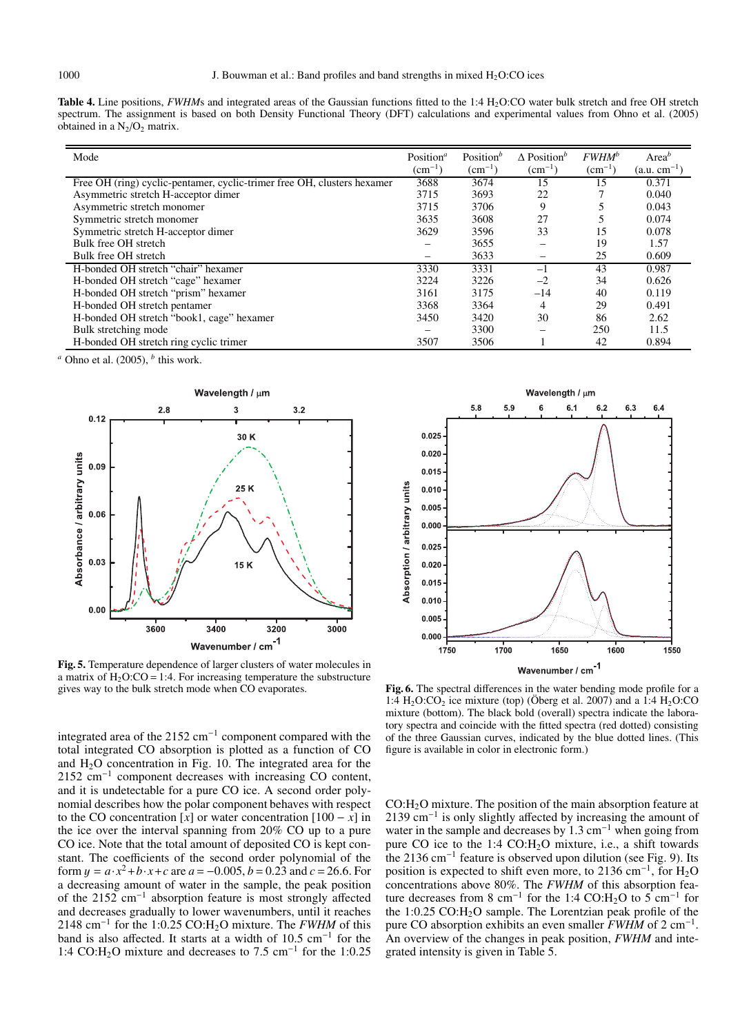**Table 4.** Line positions, *FWHM*s and integrated areas of the Gaussian functions fitted to the 1:4 $H_2O$:CO water bulk stretch and free OH stretch spectrum. The assignment is based on both Density Functional Theory (DFT) calculations and experimental values from Ohno et al. (2005) obtained in a $N_2/O_2$ matrix.

| Mode | Position[a] ($cm^{-1}$) | Position[b] ($cm^{-1}$) | Δ Position[b] ($cm^{-1}$) | *FWHM*[b] ($cm^{-1}$) | Area[b] (a.u. $cm^{-1}$) |
|---|---|---|---|---|---|
| Free OH (ring) cyclic-pentamer, cyclic-trimer free OH, clusters hexamer | 3688 | 3674 | 15 | 15 | 0.371 |
| Asymmetric stretch H-acceptor dimer | 3715 | 3693 | 22 | 7 | 0.040 |
| Asymmetric stretch monomer | 3715 | 3706 | 9 | 5 | 0.043 |
| Symmetric stretch monomer | 3635 | 3608 | 27 | 5 | 0.074 |
| Symmetric stretch H-acceptor dimer | 3629 | 3596 | 33 | 15 | 0.078 |
| Bulk free OH stretch | – | 3655 | – | 19 | 1.57 |
| Bulk free OH stretch | – | 3633 | – | 25 | 0.609 |
| H-bonded OH stretch "chair" hexamer | 3330 | 3331 | –1 | 43 | 0.987 |
| H-bonded OH stretch "cage" hexamer | 3224 | 3226 | –2 | 34 | 0.626 |
| H-bonded OH stretch "prism" hexamer | 3161 | 3175 | –14 | 40 | 0.119 |
| H-bonded OH stretch pentamer | 3368 | 3364 | 4 | 29 | 0.491 |
| H-bonded OH stretch "book1, cage" hexamer | 3450 | 3420 | 30 | 86 | 2.62 |
| Bulk stretching mode | – | 3300 | – | 250 | 11.5 |
| H-bonded OH stretch ring cyclic trimer | 3507 | 3506 | 1 | 42 | 0.894 |

[a] Ohno et al. (2005), [b] this work.

**Fig. 5.** Temperature dependence of larger clusters of water molecules in a matrix of $H_2O$:CO = 1:4. For increasing temperature the substructure gives way to the bulk stretch mode when CO evaporates.

**Fig. 6.** The spectral differences in the water bending mode profile for a 1:4 $H_2O$:$CO_2$ ice mixture (top) (Öberg et al. 2007) and a 1:4 $H_2O$:CO mixture (bottom). The black bold (overall) spectra indicate the laboratory spectra and coincide with the fitted spectra (red dotted) consisting of the three Gaussian curves, indicated by the blue dotted lines. (This figure is available in color in electronic form.)

integrated area of the 2152 $cm^{-1}$ component compared with the total integrated CO absorption is plotted as a function of CO and $H_2O$ concentration in Fig. 10. The integrated area for the 2152 $cm^{-1}$ component decreases with increasing CO content, and it is undetectable for a pure CO ice. A second order polynomial describes how the polar component behaves with respect to the CO concentration [$x$] or water concentration [$100 - x$] in the ice over the interval spanning from 20% CO up to a pure CO ice. Note that the total amount of deposited CO is kept constant. The coefficients of the second order polynomial of the form $y = a \cdot x^2 + b \cdot x + c$ are $a = -0.005$, $b = 0.23$ and $c = 26.6$. For a decreasing amount of water in the sample, the peak position of the 2152 $cm^{-1}$ absorption feature is most strongly affected and decreases gradually to lower wavenumbers, until it reaches 2148 $cm^{-1}$ for the 1:0.25 CO:$H_2O$ mixture. The *FWHM* of this band is also affected. It starts at a width of 10.5 $cm^{-1}$ for the 1:4 CO:$H_2O$ mixture and decreases to 7.5 $cm^{-1}$ for the 1:0.25 CO:$H_2O$ mixture. The position of the main absorption feature at 2139 $cm^{-1}$ is only slightly affected by increasing the amount of water in the sample and decreases by 1.3 $cm^{-1}$ when going from pure CO ice to the 1:4 CO:$H_2O$ mixture, i.e., a shift towards the 2136 $cm^{-1}$ feature is observed upon dilution (see Fig. 9). Its position is expected to shift even more, to 2136 $cm^{-1}$, for $H_2O$ concentrations above 80%. The *FWHM* of this absorption feature decreases from 8 $cm^{-1}$ for the 1:4 CO:$H_2O$ to 5 $cm^{-1}$ for the 1:0.25 CO:$H_2O$ sample. The Lorentzian peak profile of the pure CO absorption exhibits an even smaller *FWHM* of 2 $cm^{-1}$. An overview of the changes in peak position, *FWHM* and integrated intensity is given in Table 5.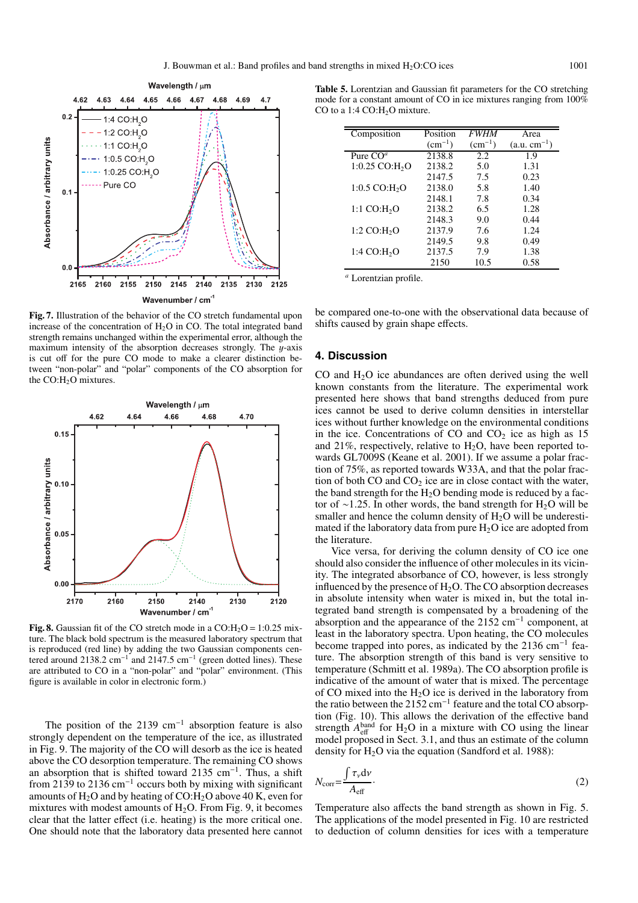**Fig. 7.** Illustration of the behavior of the CO stretch fundamental upon increase of the concentration of $H_2O$ in CO. The total integrated band strength remains unchanged within the experimental error, although the maximum intensity of the absorption decreases strongly. The $y$-axis is cut off for the pure CO mode to make a clearer distinction between "non-polar" and "polar" components of the CO absorption for the CO:$H_2O$ mixtures.

**Fig. 8.** Gaussian fit of the CO stretch mode in a CO:$H_2O$ = 1:0.25 mixture. The black bold spectrum is the measured laboratory spectrum that is reproduced (red line) by adding the two Gaussian components centered around 2138.2 $cm^{-1}$ and 2147.5 $cm^{-1}$ (green dotted lines). These are attributed to CO in a "non-polar" and "polar" environment. (This figure is available in color in electronic form.)

The position of the 2139 $cm^{-1}$ absorption feature is also strongly dependent on the temperature of the ice, as illustrated in Fig. 9. The majority of the CO will desorb as the ice is heated above the CO desorption temperature. The remaining CO shows an absorption that is shifted toward 2135 $cm^{-1}$. Thus, a shift from 2139 to 2136 $cm^{-1}$ occurs both by mixing with significant amounts of $H_2O$ and by heating of CO:$H_2O$ above 40 K, even for mixtures with modest amounts of $H_2O$. From Fig. 9, it becomes clear that the latter effect (i.e. heating) is the more critical one. One should note that the laboratory data presented here cannot be compared one-to-one with the observational data because of shifts caused by grain shape effects.

**Table 5.** Lorentzian and Gaussian fit parameters for the CO stretching mode for a constant amount of CO in ice mixtures ranging from 100% CO to a 1:4 CO:$H_2O$ mixture.

| Composition | Position ($cm^{-1}$) | *FWHM* ($cm^{-1}$) | Area (a.u. $cm^{-1}$) |
|---|---|---|---|
| Pure CO[a] | 2138.8 | 2.2 | 1.9 |
| 1:0.25 CO:$H_2O$ | 2138.2 | 5.0 | 1.31 |
| | 2147.5 | 7.5 | 0.23 |
| 1:0.5 CO:$H_2O$ | 2138.0 | 5.8 | 1.40 |
| | 2148.1 | 7.8 | 0.34 |
| 1:1 CO:$H_2O$ | 2138.2 | 6.5 | 1.28 |
| | 2148.3 | 9.0 | 0.44 |
| 1:2 CO:$H_2O$ | 2137.9 | 7.6 | 1.24 |
| | 2149.5 | 9.8 | 0.49 |
| 1:4 CO:$H_2O$ | 2137.5 | 7.9 | 1.38 |
| | 2150 | 10.5 | 0.58 |

[a] Lorentzian profile.

## 4. Discussion

CO and $H_2O$ ice abundances are often derived using the well known constants from the literature. The experimental work presented here shows that band strengths deduced from pure ices cannot be used to derive column densities in interstellar ices without further knowledge on the environmental conditions in the ice. Concentrations of CO and $CO_2$ ice as high as 15 and 21%, respectively, relative to $H_2O$, have been reported towards GL7009S (Keane et al. 2001). If we assume a polar fraction of 75%, as reported towards W33A, and that the polar fraction of both CO and $CO_2$ ice are in close contact with the water, the band strength for the $H_2O$ bending mode is reduced by a factor of ~1.25. In other words, the band strength for $H_2O$ will be smaller and hence the column density of $H_2O$ will be underestimated if the laboratory data from pure $H_2O$ ice are adopted from the literature.

Vice versa, for deriving the column density of CO ice one should also consider the influence of other molecules in its vicinity. The integrated absorbance of CO, however, is less strongly influenced by the presence of $H_2O$. The CO absorption decreases in absolute intensity when water is mixed in, but the total integrated band strength is compensated by a broadening of the absorption and the appearance of the 2152 $cm^{-1}$ component, at least in the laboratory spectra. Upon heating, the CO molecules become trapped into pores, as indicated by the 2136 $cm^{-1}$ feature. The absorption strength of this band is very sensitive to temperature (Schmitt et al. 1989a). The CO absorption profile is indicative of the amount of water that is mixed. The percentage of CO mixed into the $H_2O$ ice is derived in the laboratory from the ratio between the 2152 $cm^{-1}$ feature and the total CO absorption (Fig. 10). This allows the derivation of the effective band strength $A_{\rm eff}^{\rm band}$ for $H_2O$ in a mixture with CO using the linear model proposed in Sect. 3.1, and thus an estimate of the column density for $H_2O$ via the equation (Sandford et al. 1988):

$$N_{\rm corr} = \frac{\int \tau_\nu {\rm d}\nu}{A_{\rm eff}}. \tag{2}$$

Temperature also affects the band strength as shown in Fig. 5. The applications of the model presented in Fig. 10 are restricted to deduction of column densities for ices with a temperature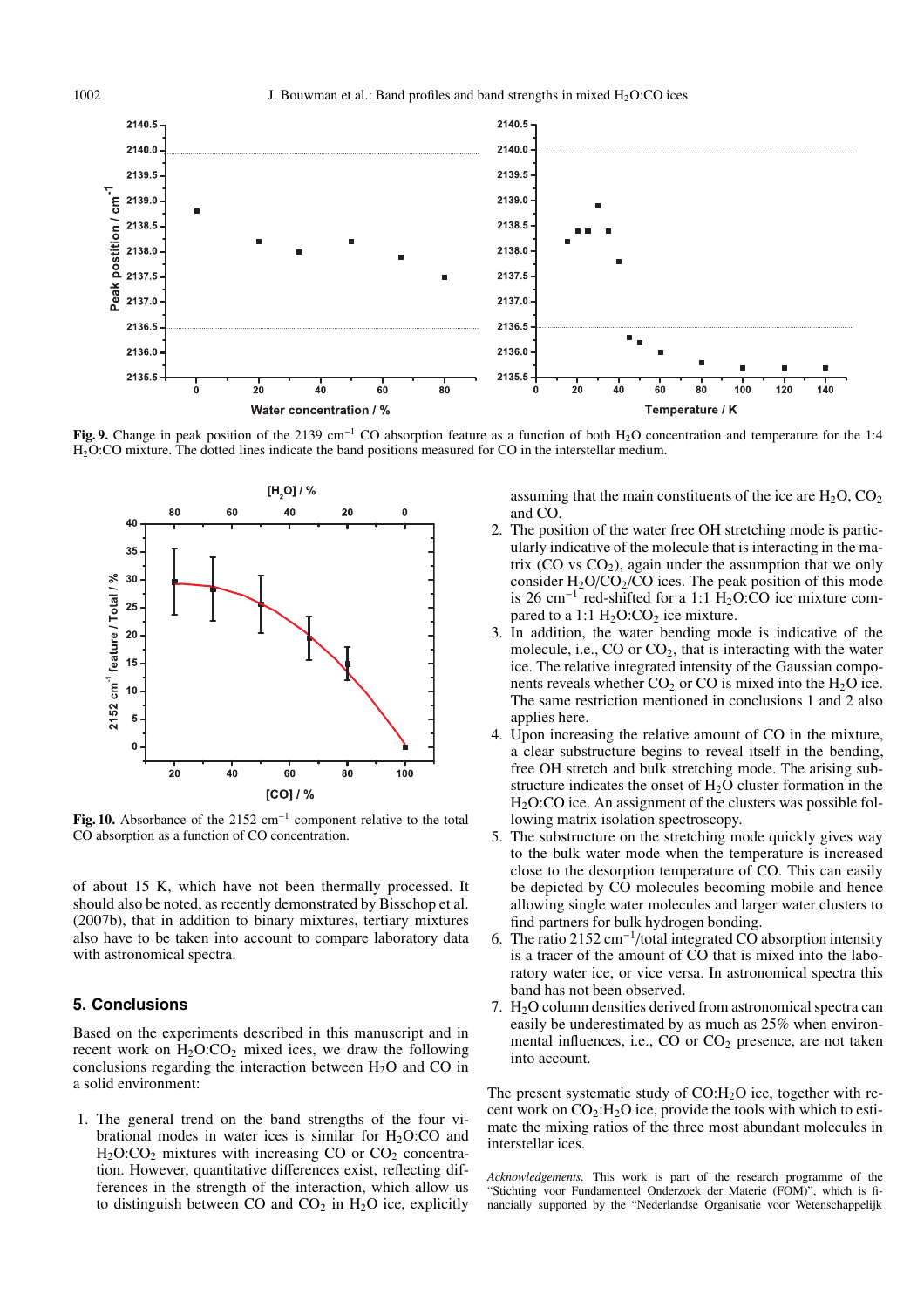**Fig. 9.** Change in peak position of the 2139 cm$^{-1}$ CO absorption feature as a function of both $H_2O$ concentration and temperature for the 1:4 $H_2O$:CO mixture. The dotted lines indicate the band positions measured for CO in the interstellar medium.

**Fig. 10.** Absorbance of the 2152 cm$^{-1}$ component relative to the total CO absorption as a function of CO concentration.

of about 15 K, which have not been thermally processed. It should also be noted, as recently demonstrated by Bisschop et al. (2007b), that in addition to binary mixtures, tertiary mixtures also have to be taken into account to compare laboratory data with astronomical spectra.

## 5. Conclusions

Based on the experiments described in this manuscript and in recent work on $H_2O$:$CO_2$ mixed ices, we draw the following conclusions regarding the interaction between $H_2O$ and CO in a solid environment:

1. The general trend on the band strengths of the four vibrational modes in water ices is similar for $H_2O$:CO and $H_2O$:$CO_2$ mixtures with increasing CO or $CO_2$ concentration. However, quantitative differences exist, reflecting differences in the strength of the interaction, which allow us to distinguish between CO and $CO_2$ in $H_2O$ ice, explicitly assuming that the main constituents of the ice are $H_2O$, $CO_2$ and CO.
2. The position of the water free OH stretching mode is particularly indicative of the molecule that is interacting in the matrix (CO vs $CO_2$), again under the assumption that we only consider $H_2O$/$CO_2$/CO ices. The peak position of this mode is 26 cm$^{-1}$ red-shifted for a 1:1 $H_2O$:CO ice mixture compared to a 1:1 $H_2O$:$CO_2$ ice mixture.
3. In addition, the water bending mode is indicative of the molecule, i.e., CO or $CO_2$, that is interacting with the water ice. The relative integrated intensity of the Gaussian components reveals whether $CO_2$ or CO is mixed into the $H_2O$ ice. The same restriction mentioned in conclusions 1 and 2 also applies here.
4. Upon increasing the relative amount of CO in the mixture, a clear substructure begins to reveal itself in the bending, free OH stretch and bulk stretching mode. The arising substructure indicates the onset of $H_2O$ cluster formation in the $H_2O$:CO ice. An assignment of the clusters was possible following matrix isolation spectroscopy.
5. The substructure on the stretching mode quickly gives way to the bulk water mode when the temperature is increased close to the desorption temperature of CO. This can easily be depicted by CO molecules becoming mobile and hence allowing single water molecules and larger water clusters to find partners for bulk hydrogen bonding.
6. The ratio 2152 cm$^{-1}$/total integrated CO absorption intensity is a tracer of the amount of CO that is mixed into the laboratory water ice, or vice versa. In astronomical spectra this band has not been observed.
7. $H_2O$ column densities derived from astronomical spectra can easily be underestimated by as much as 25% when environmental influences, i.e., CO or $CO_2$ presence, are not taken into account.

The present systematic study of CO:$H_2O$ ice, together with recent work on $CO_2$:$H_2O$ ice, provide the tools with which to estimate the mixing ratios of the three most abundant molecules in interstellar ices.

*Acknowledgements.* This work is part of the research programme of the "Stichting voor Fundamenteel Onderzoek der Materie (FOM)", which is financially supported by the "Nederlandse Organisatie voor Wetenschappelijk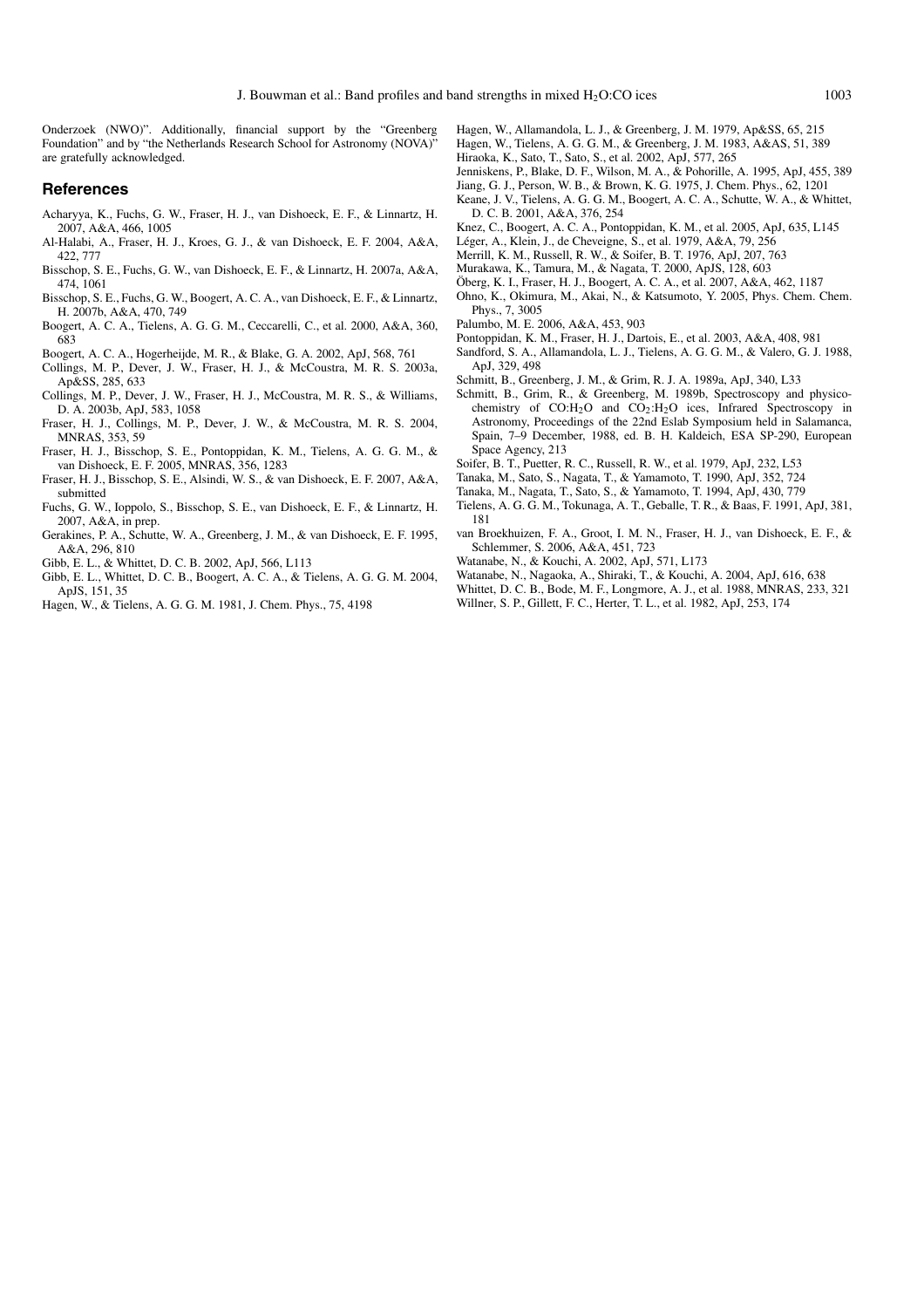Onderzoek (NWO)". Additionally, financial support by the "Greenberg Foundation" and by "the Netherlands Research School for Astronomy (NOVA)" are gratefully acknowledged.

## References

Acharyya, K., Fuchs, G. W., Fraser, H. J., van Dishoeck, E. F., & Linnartz, H. 2007, A&A, 466, 1005

Al-Halabi, A., Fraser, H. J., Kroes, G. J., & van Dishoeck, E. F. 2004, A&A, 422, 777

Bisschop, S. E., Fuchs, G. W., van Dishoeck, E. F., & Linnartz, H. 2007a, A&A, 474, 1061

Bisschop, S. E., Fuchs, G. W., Boogert, A. C. A., van Dishoeck, E. F., & Linnartz, H. 2007b, A&A, 470, 749

Boogert, A. C. A., Tielens, A. G. G. M., Ceccarelli, C., et al. 2000, A&A, 360, 683

Boogert, A. C. A., Hogerheijde, M. R., & Blake, G. A. 2002, ApJ, 568, 761

Collings, M. P., Dever, J. W., Fraser, H. J., & McCoustra, M. R. S. 2003a, Ap&SS, 285, 633

Collings, M. P., Dever, J. W., Fraser, H. J., McCoustra, M. R. S., & Williams, D. A. 2003b, ApJ, 583, 1058

Fraser, H. J., Collings, M. P., Dever, J. W., & McCoustra, M. R. S. 2004, MNRAS, 353, 59

Fraser, H. J., Bisschop, S. E., Pontoppidan, K. M., Tielens, A. G. G. M., & van Dishoeck, E. F. 2005, MNRAS, 356, 1283

Fraser, H. J., Bisschop, S. E., Alsindi, W. S., & van Dishoeck, E. F. 2007, A&A, submitted

Fuchs, G. W., Ioppolo, S., Bisschop, S. E., van Dishoeck, E. F., & Linnartz, H. 2007, A&A, in prep.

Gerakines, P. A., Schutte, W. A., Greenberg, J. M., & van Dishoeck, E. F. 1995, A&A, 296, 810

Gibb, E. L., & Whittet, D. C. B. 2002, ApJ, 566, L113

Gibb, E. L., Whittet, D. C. B., Boogert, A. C. A., & Tielens, A. G. G. M. 2004, ApJS, 151, 35

Hagen, W., & Tielens, A. G. G. M. 1981, J. Chem. Phys., 75, 4198

Hagen, W., Allamandola, L. J., & Greenberg, J. M. 1979, Ap&SS, 65, 215

Hagen, W., Tielens, A. G. G. M., & Greenberg, J. M. 1983, A&AS, 51, 389

Hiraoka, K., Sato, T., Sato, S., et al. 2002, ApJ, 577, 265

Jenniskens, P., Blake, D. F., Wilson, M. A., & Pohorille, A. 1995, ApJ, 455, 389

Jiang, G. J., Person, W. B., & Brown, K. G. 1975, J. Chem. Phys., 62, 1201

Keane, J. V., Tielens, A. G. G. M., Boogert, A. C. A., Schutte, W. A., & Whittet, D. C. B. 2001, A&A, 376, 254

Knez, C., Boogert, A. C. A., Pontoppidan, K. M., et al. 2005, ApJ, 635, L145

Léger, A., Klein, J., de Cheveigne, S., et al. 1979, A&A, 79, 256

Merrill, K. M., Russell, R. W., & Soifer, B. T. 1976, ApJ, 207, 763

Murakawa, K., Tamura, M., & Nagata, T. 2000, ApJS, 128, 603

Öberg, K. I., Fraser, H. J., Boogert, A. C. A., et al. 2007, A&A, 462, 1187

Ohno, K., Okimura, M., Akai, N., & Katsumoto, Y. 2005, Phys. Chem. Chem. Phys., 7, 3005

Palumbo, M. E. 2006, A&A, 453, 903

Pontoppidan, K. M., Fraser, H. J., Dartois, E., et al. 2003, A&A, 408, 981

Sandford, S. A., Allamandola, L. J., Tielens, A. G. G. M., & Valero, G. J. 1988, ApJ, 329, 498

Schmitt, B., Greenberg, J. M., & Grim, R. J. A. 1989a, ApJ, 340, L33

Schmitt, B., Grim, R., & Greenberg, M. 1989b, Spectroscopy and physico-chemistry of CO:$H_2O$ and $CO_2$:$H_2O$ ices, Infrared Spectroscopy in Astronomy, Proceedings of the 22nd Eslab Symposium held in Salamanca, Spain, 7–9 December, 1988, ed. B. H. Kaldeich, ESA SP-290, European Space Agency, 213

Soifer, B. T., Puetter, R. C., Russell, R. W., et al. 1979, ApJ, 232, L53

Tanaka, M., Sato, S., Nagata, T., & Yamamoto, T. 1990, ApJ, 352, 724

Tanaka, M., Nagata, T., Sato, S., & Yamamoto, T. 1994, ApJ, 430, 779

Tielens, A. G. G. M., Tokunaga, A. T., Geballe, T. R., & Baas, F. 1991, ApJ, 381, 181

van Broekhuizen, F. A., Groot, I. M. N., Fraser, H. J., van Dishoeck, E. F., & Schlemmer, S. 2006, A&A, 451, 723

Watanabe, N., & Kouchi, A. 2002, ApJ, 571, L173

Watanabe, N., Nagaoka, A., Shiraki, T., & Kouchi, A. 2004, ApJ, 616, 638

Whittet, D. C. B., Bode, M. F., Longmore, A. J., et al. 1988, MNRAS, 233, 321

Willner, S. P., Gillett, F. C., Herter, T. L., et al. 1982, ApJ, 253, 174